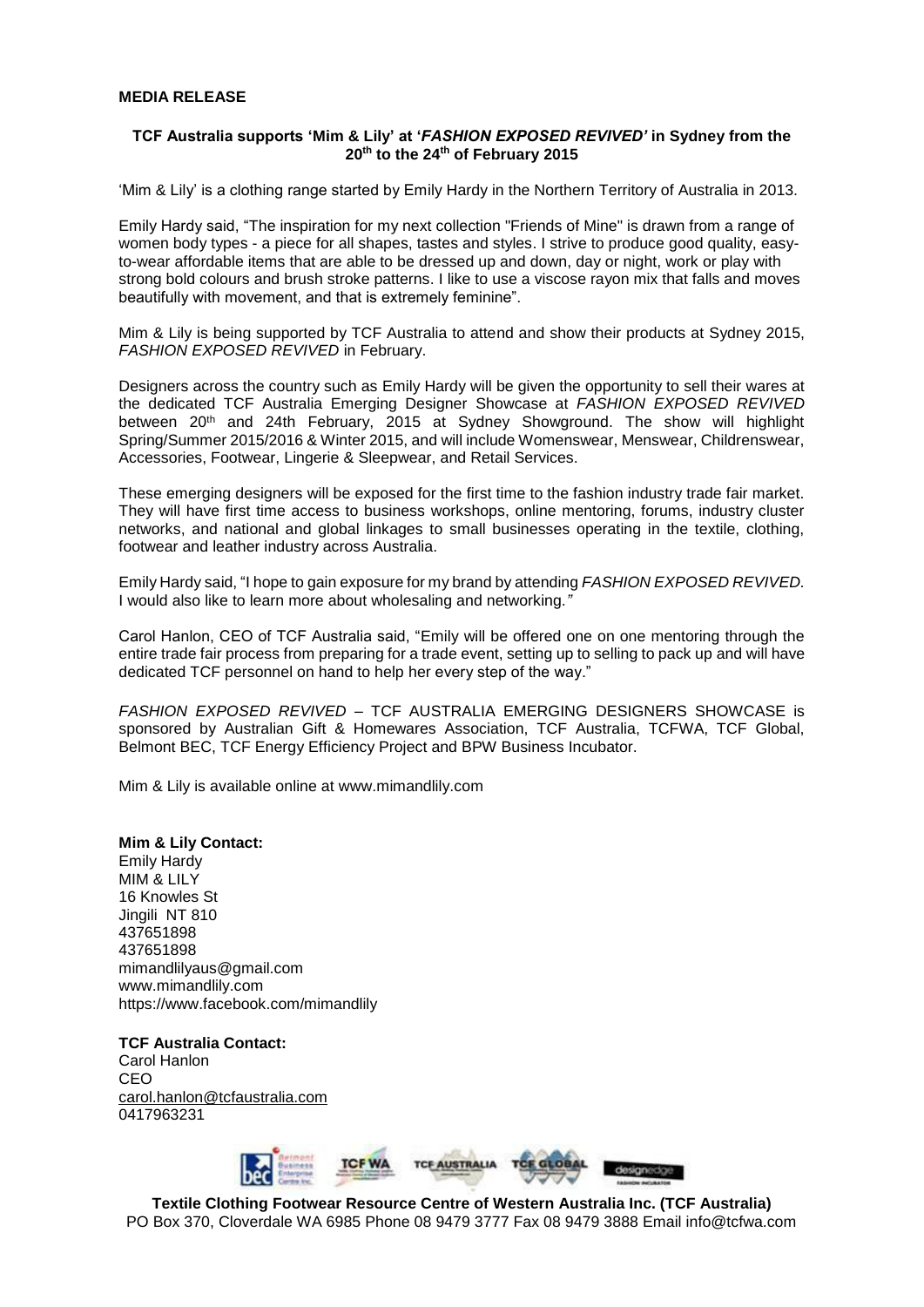**MEDIA RELEASE**

**TCF Australia supports 'Mim & Lily' at '*FASHION EXPOSED REVIVED*' in Sydney from the 20th to the 24th of February 2015**

'Mim & Lily' is a clothing range started by Emily Hardy in the Northern Territory of Australia in 2013.

Emily Hardy said, "The inspiration for my next collection "Friends of Mine" is drawn from a range of women body types - a piece for all shapes, tastes and styles. I strive to produce good quality, easy-to-wear affordable items that are able to be dressed up and down, day or night, work or play with strong bold colours and brush stroke patterns. I like to use a viscose rayon mix that falls and moves beautifully with movement, and that is extremely feminine".

Mim & Lily is being supported by TCF Australia to attend and show their products at Sydney 2015, *FASHION EXPOSED REVIVED* in February.

Designers across the country such as Emily Hardy will be given the opportunity to sell their wares at the dedicated TCF Australia Emerging Designer Showcase at *FASHION EXPOSED REVIVED* between 20th and 24th February, 2015 at Sydney Showground. The show will highlight Spring/Summer 2015/2016 & Winter 2015, and will include Womenswear, Menswear, Childrenswear, Accessories, Footwear, Lingerie & Sleepwear, and Retail Services.

These emerging designers will be exposed for the first time to the fashion industry trade fair market. They will have first time access to business workshops, online mentoring, forums, industry cluster networks, and national and global linkages to small businesses operating in the textile, clothing, footwear and leather industry across Australia.

Emily Hardy said, "I hope to gain exposure for my brand by attending *FASHION EXPOSED REVIVED.* I would also like to learn more about wholesaling and networking."

Carol Hanlon, CEO of TCF Australia said, "Emily will be offered one on one mentoring through the entire trade fair process from preparing for a trade event, setting up to selling to pack up and will have dedicated TCF personnel on hand to help her every step of the way."

*FASHION EXPOSED REVIVED* – TCF AUSTRALIA EMERGING DESIGNERS SHOWCASE is sponsored by Australian Gift & Homewares Association, TCF Australia, TCFWA, TCF Global, Belmont BEC, TCF Energy Efficiency Project and BPW Business Incubator.

Mim & Lily is available online at www.mimandlily.com

**Mim & Lily Contact:**
Emily Hardy
MIM & LILY
16 Knowles St
Jingili NT 810
437651898
437651898
mimandlilyaus@gmail.com
www.mimandlily.com
https://www.facebook.com/mimandlily

**TCF Australia Contact:**
Carol Hanlon
CEO
carol.hanlon@tcfaustralia.com
0417963231

**Textile Clothing Footwear Resource Centre of Western Australia Inc. (TCF Australia)**
PO Box 370, Cloverdale WA 6985 Phone 08 9479 3777 Fax 08 9479 3888 Email info@tcfwa.com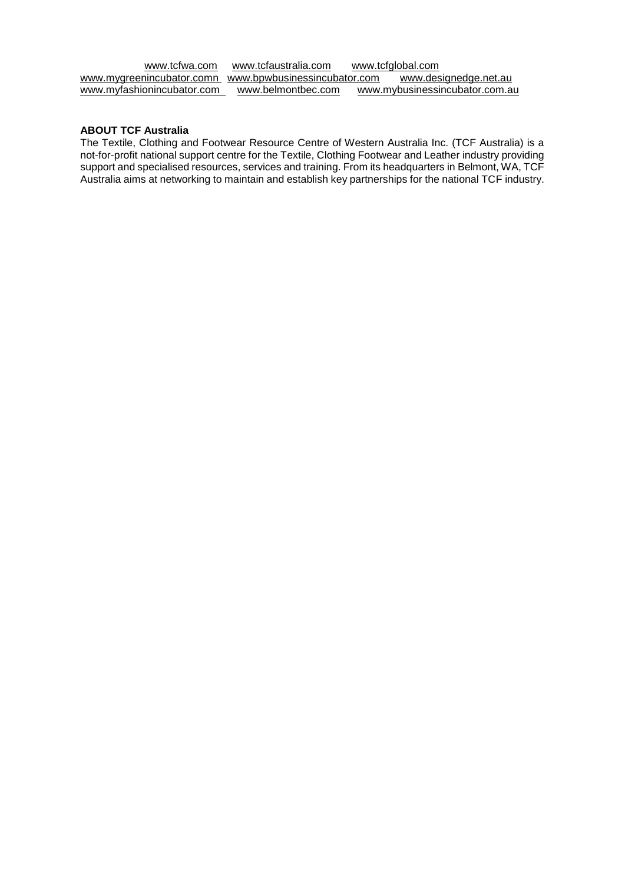www.tcfwa.com www.tcfaustralia.com www.tcfglobal.com
www.mygreenincubator.comn www.bpwbusinessincubator.com www.designedge.net.au
www.myfashionincubator.com www.belmontbec.com www.mybusinessincubator.com.au

**ABOUT TCF Australia**

The Textile, Clothing and Footwear Resource Centre of Western Australia Inc. (TCF Australia) is a not-for-profit national support centre for the Textile, Clothing Footwear and Leather industry providing support and specialised resources, services and training. From its headquarters in Belmont, WA, TCF Australia aims at networking to maintain and establish key partnerships for the national TCF industry.